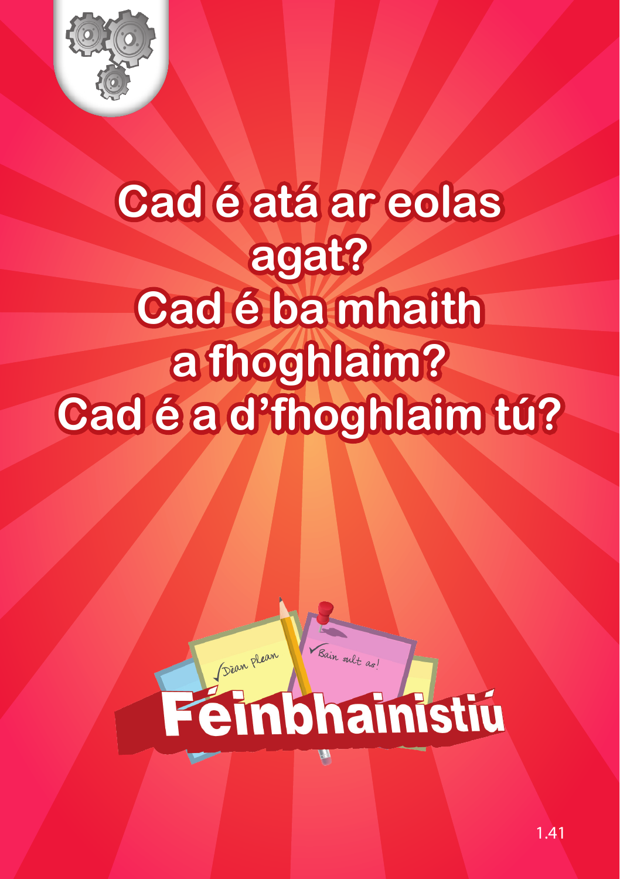# Cad é atá ar eolas agat?
# Cad é ba mhaith a fhoghlaim?
# Cad é a d'fhoghlaim tú?

Déan plean

Bain sult as!

## Féinbhainistiú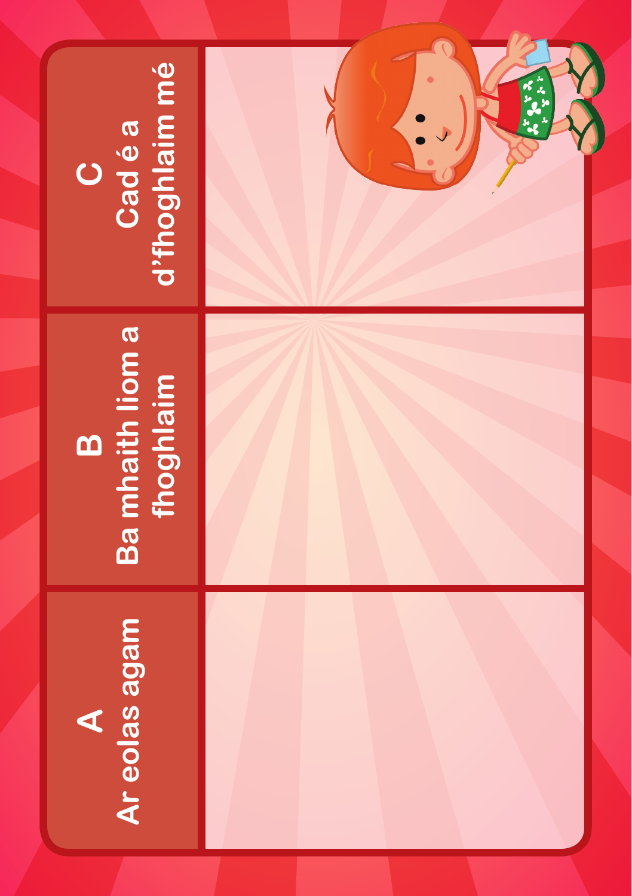| A<br>Ar eolas agam | B<br>Ba mhaith liom a fhoghlaim | C<br>Cad é a d'fhoghlaim mé |
| --- | --- | --- |
| | | |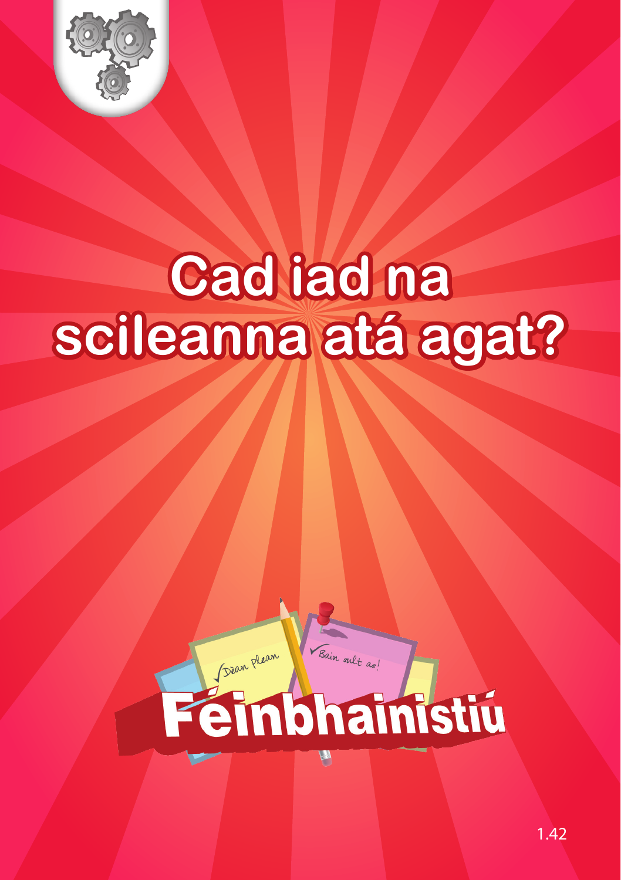# Cad iad na scileanna atá agat?

Déan Plean

Bain sult as!

## Féinbhainistiú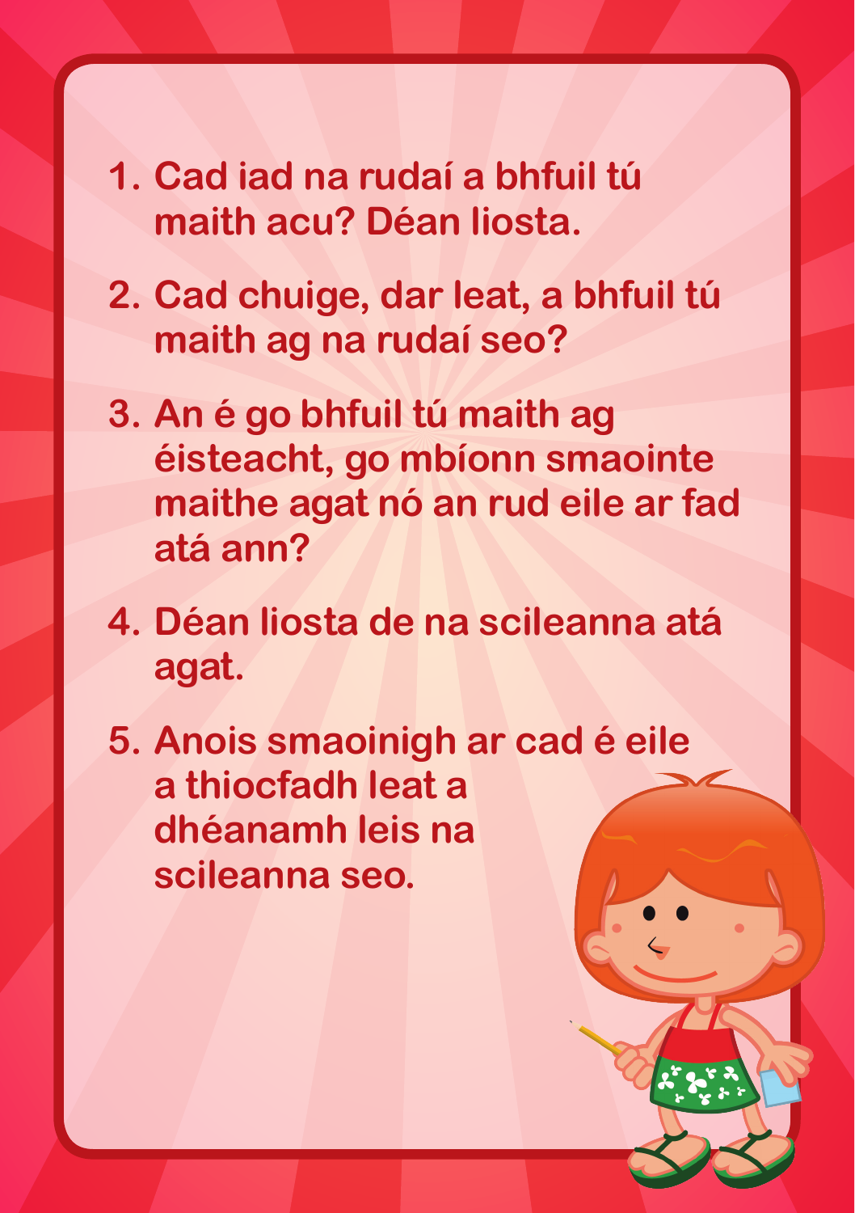1. Cad iad na rudaí a bhfuil tú maith acu? Déan liosta.
2. Cad chuige, dar leat, a bhfuil tú maith ag na rudaí seo?
3. An é go bhfuil tú maith ag éisteacht, go mbíonn smaointe maithe agat nó an rud eile ar fad atá ann?
4. Déan liosta de na scileanna atá agat.
5. Anois smaoinigh ar cad é eile a thiocfadh leat a dhéanamh leis na scileanna seo.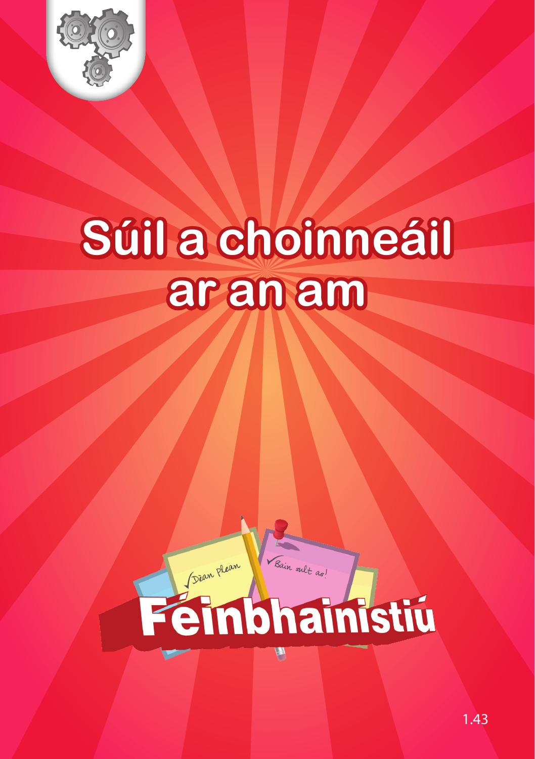# Súil a choinneáil ar an am

Déan Plean

Bain sult as!

## Féinbhainistiú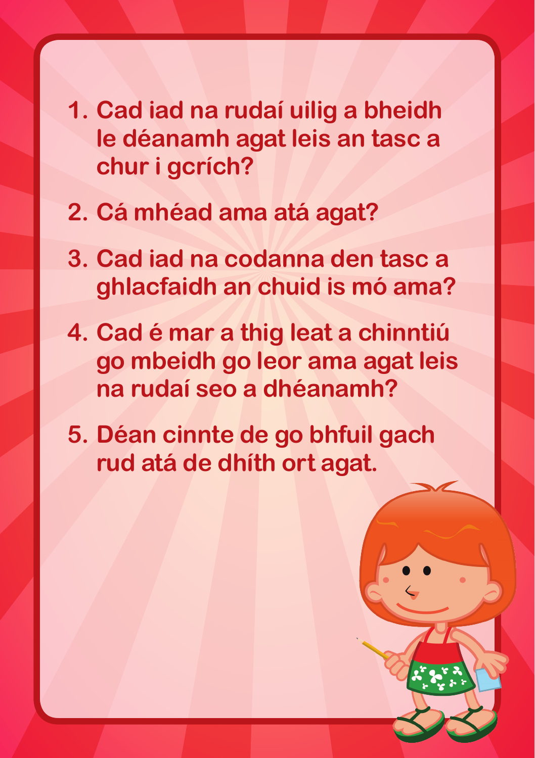1. Cad iad na rudaí uilig a bheidh le déanamh agat leis an tasc a chur i gcrích?
2. Cá mhéad ama atá agat?
3. Cad iad na codanna den tasc a ghlacfaidh an chuid is mó ama?
4. Cad é mar a thig leat a chinntiú go mbeidh go leor ama agat leis na rudaí seo a dhéanamh?
5. Déan cinnte de go bhfuil gach rud atá de dhíth ort agat.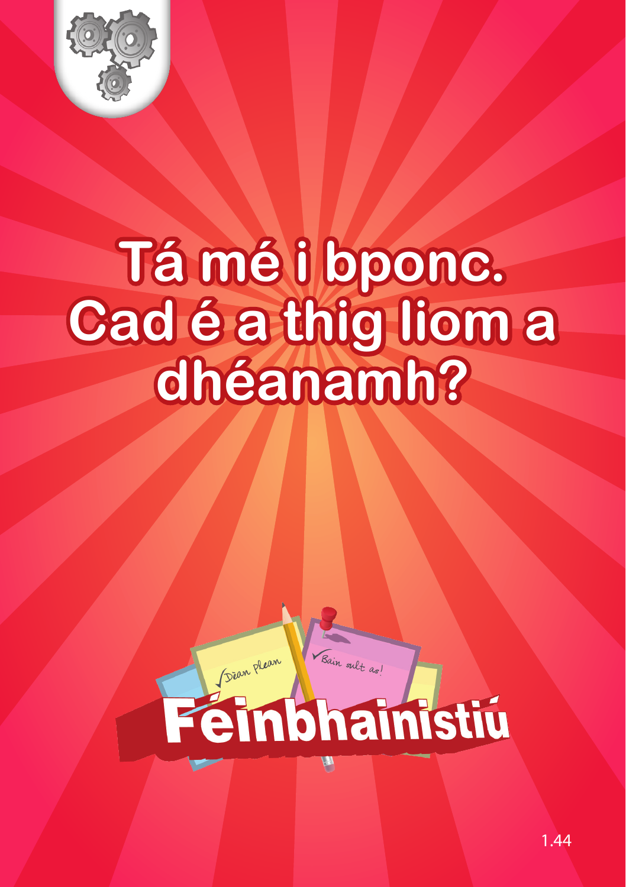# Tá mé i bponc. Cad é a thig liom a dhéanamh?

Déan plean

Bain sult as!

## Féinbhainistiú

1.44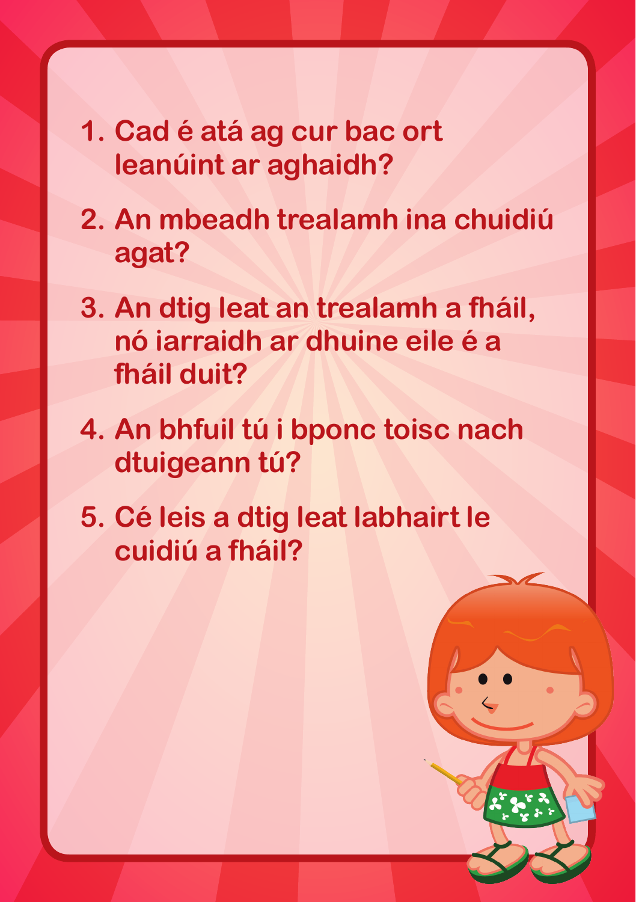1. Cad é atá ag cur bac ort leanúint ar aghaidh?
2. An mbeadh trealamh ina chuidiú agat?
3. An dtig leat an trealamh a fháil, nó iarraidh ar dhuine eile é a fháil duit?
4. An bhfuil tú i bponc toisc nach dtuigeann tú?
5. Cé leis a dtig leat labhairt le cuidiú a fháil?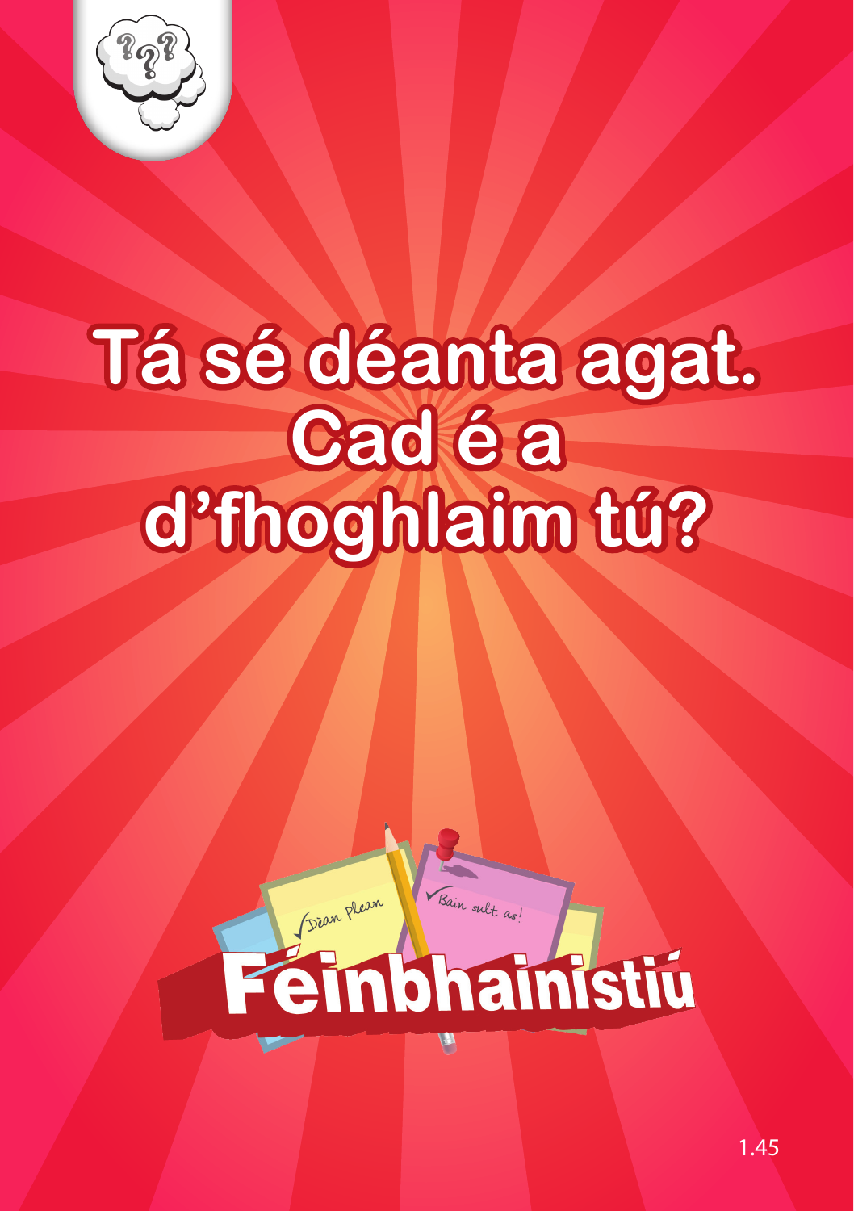# Tá sé déanta agat. Cad é a d'fhoghlaim tú?

Déan plean

Bain sult as!

## Féinbhainistiú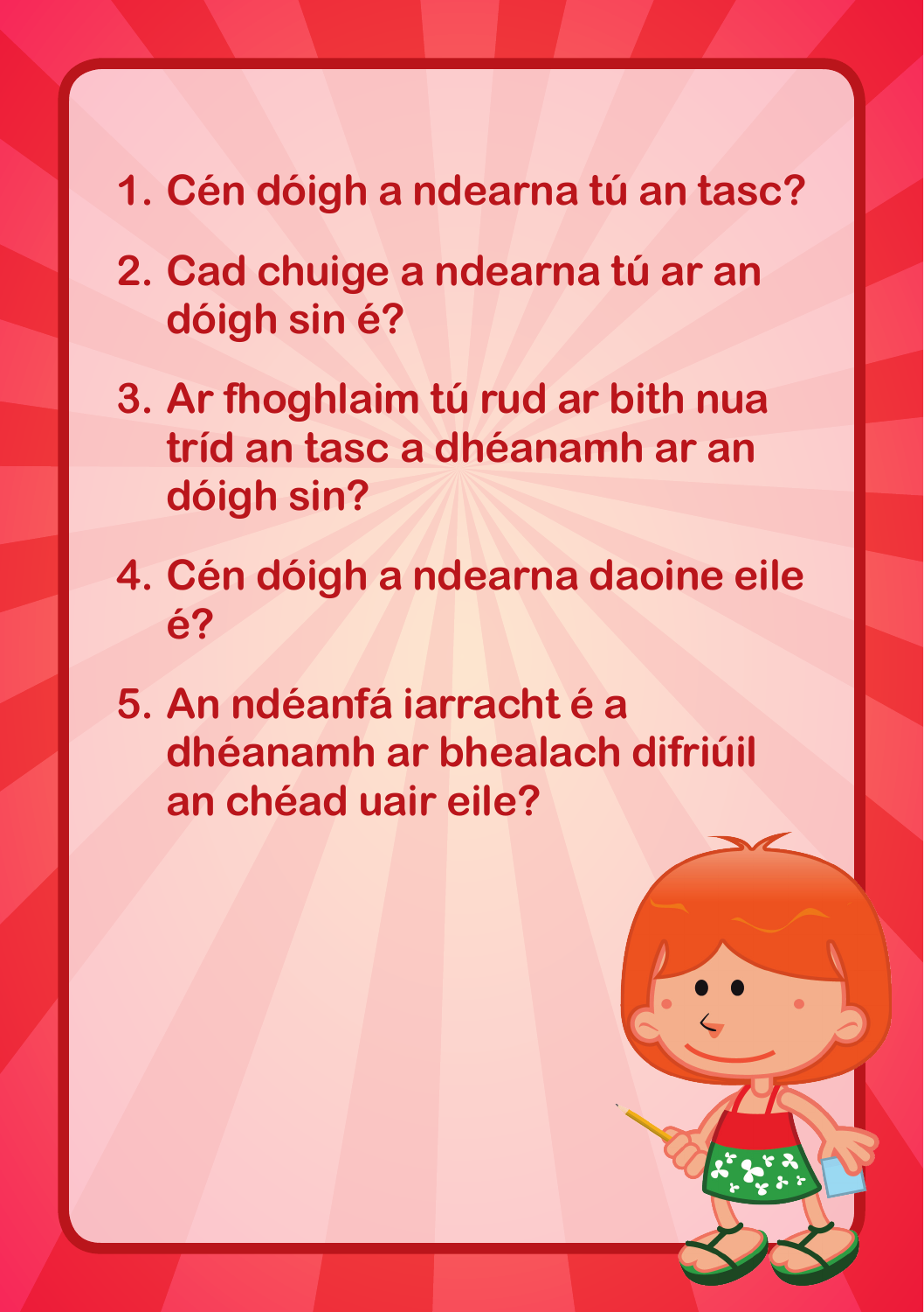1. Cén dóigh a ndearna tú an tasc?
2. Cad chuige a ndearna tú ar an dóigh sin é?
3. Ar fhoghlaim tú rud ar bith nua tríd an tasc a dhéanamh ar an dóigh sin?
4. Cén dóigh a ndearna daoine eile é?
5. An ndéanfá iarracht é a dhéanamh ar bhealach difriúil an chéad uair eile?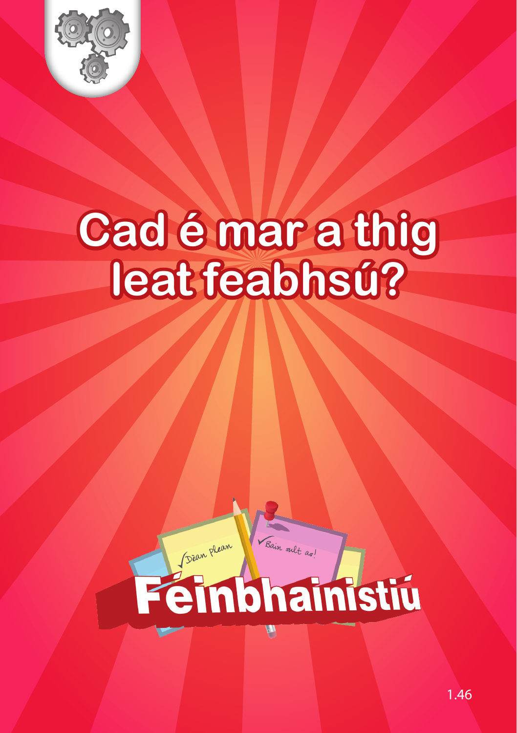# Cad é mar a thig leat feabhsú?

Déan plean

Bain sult as!

## Féinbhainistiú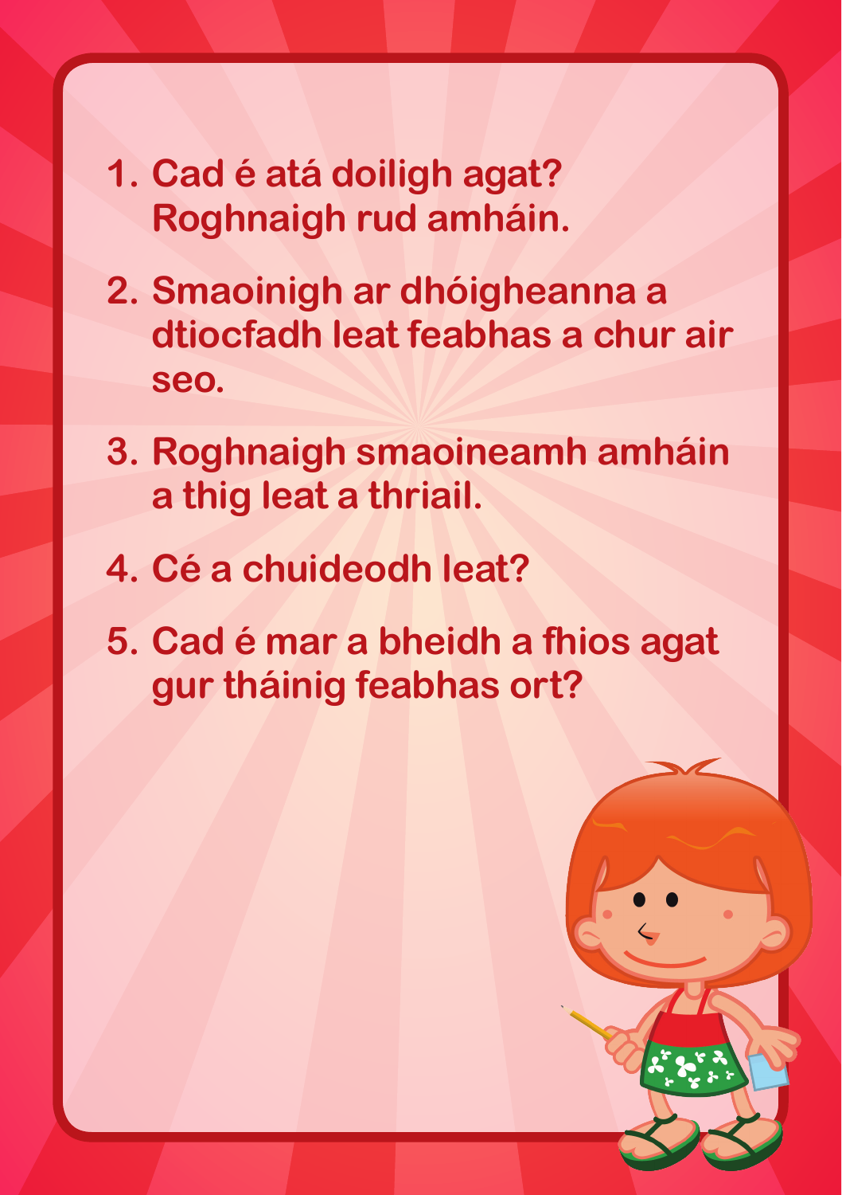1. Cad é atá doiligh agat? Roghnaigh rud amháin.
2. Smaoinigh ar dhóigheanna a dtiocfadh leat feabhas a chur air seo.
3. Roghnaigh smaoineamh amháin a thig leat a thriail.
4. Cé a chuideodh leat?
5. Cad é mar a bheidh a fhios agat gur tháinig feabhas ort?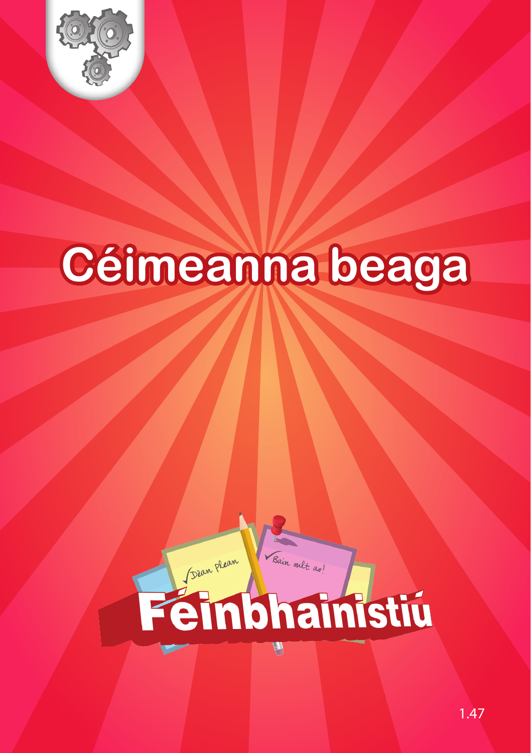# Céimeanna beaga

✓ Déan plean

✓ Bain sult as!

Féinbhainistiú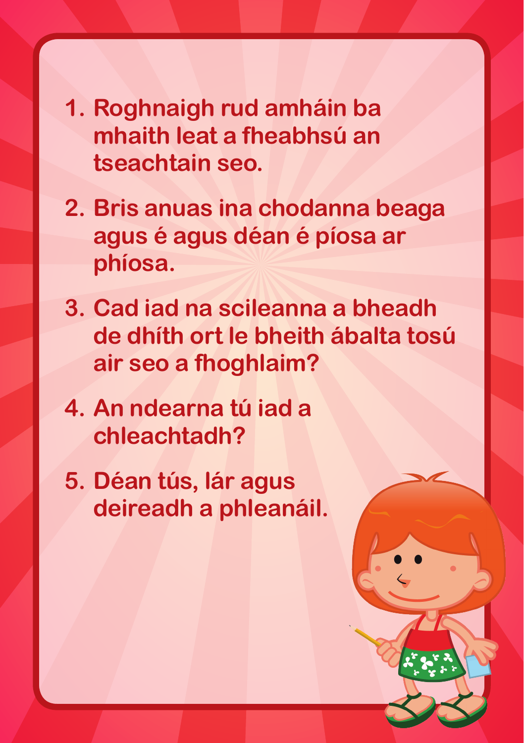1. Roghnaigh rud amháin ba mhaith leat a fheabhsú an tseachtain seo.
2. Bris anuas ina chodanna beaga agus é agus déan é píosa ar phíosa.
3. Cad iad na scileanna a bheadh de dhíth ort le bheith ábalta tosú air seo a fhoghlaim?
4. An ndearna tú iad a chleachtadh?
5. Déan tús, lár agus deireadh a phleanáil.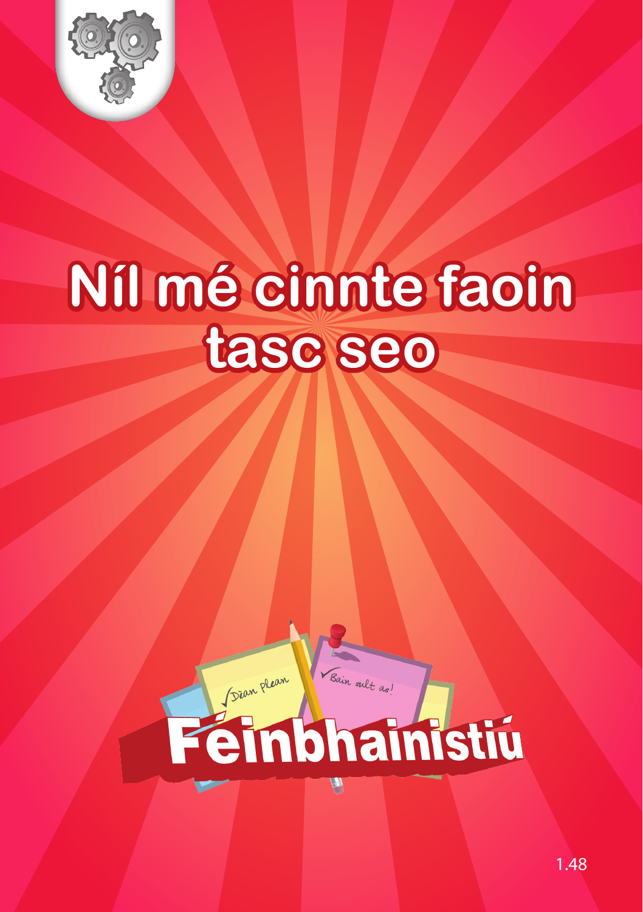# Níl mé cinnte faoin tasc seo

Déan Plean

Bain sult as!

## Féinbhainistiú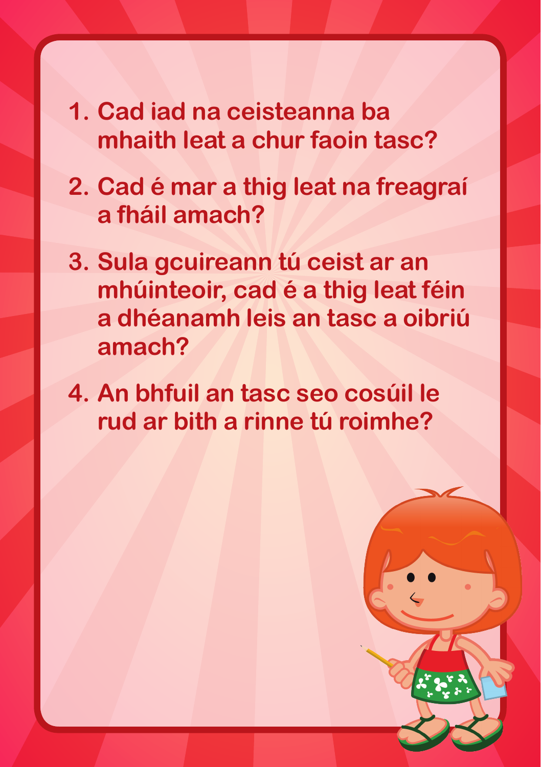1. Cad iad na ceisteanna ba mhaith leat a chur faoin tasc?
2. Cad é mar a thig leat na freagraí a fháil amach?
3. Sula gcuireann tú ceist ar an mhúinteoir, cad é a thig leat féin a dhéanamh leis an tasc a oibriú amach?
4. An bhfuil an tasc seo cosúil le rud ar bith a rinne tú roimhe?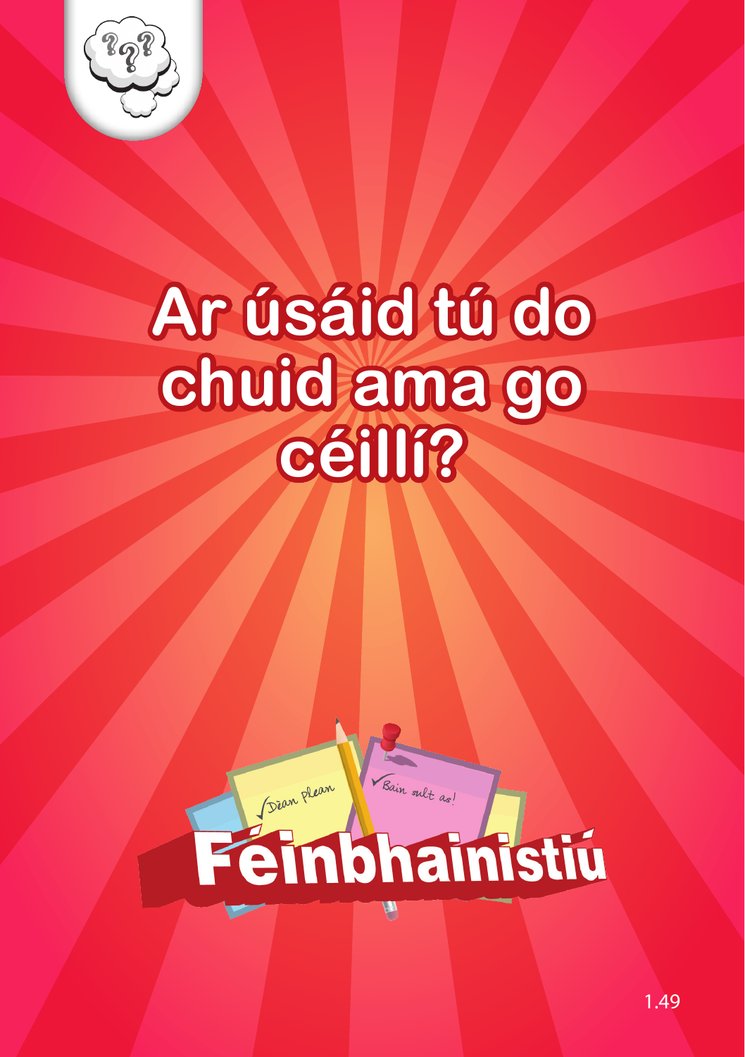# Ar úsáid tú do chuid ama go céillí?

Déan plean

Bain sult as!

## Féinbhainistiú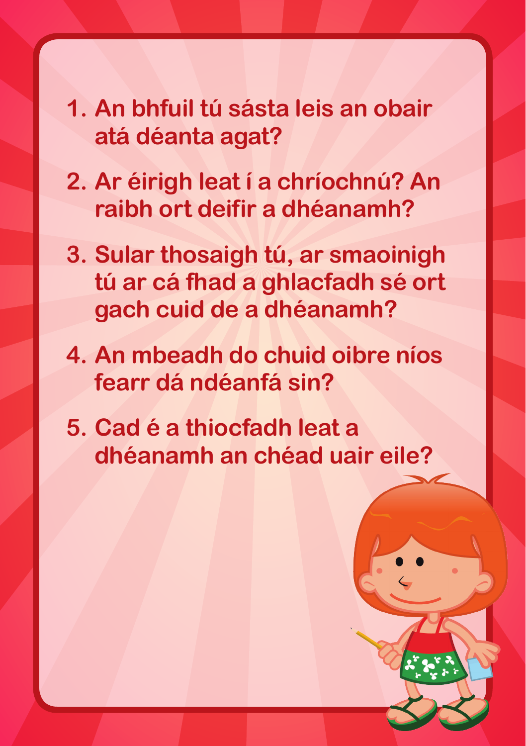1. An bhfuil tú sásta leis an obair atá déanta agat?
2. Ar éirigh leat í a chríochnú? An raibh ort deifir a dhéanamh?
3. Sular thosaigh tú, ar smaoinigh tú ar cá fhad a ghlacfadh sé ort gach cuid de a dhéanamh?
4. An mbeadh do chuid oibre níos fearr dá ndéanfá sin?
5. Cad é a thiocfadh leat a dhéanamh an chéad uair eile?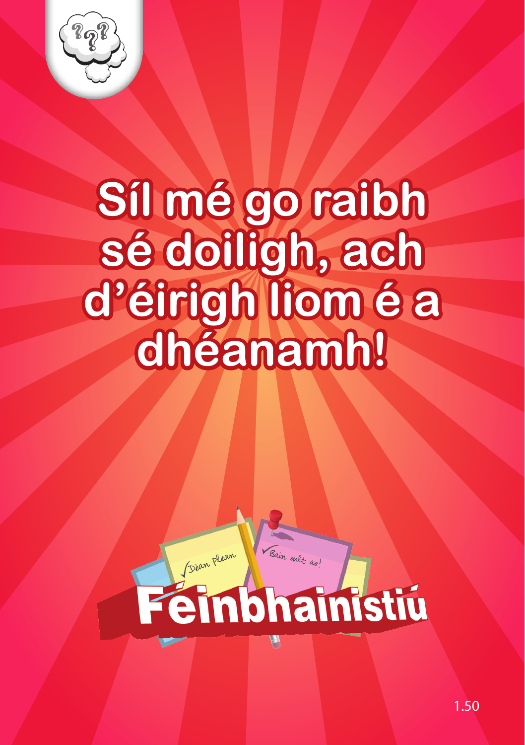# Síl mé go raibh sé doiligh, ach d'éirigh liom é a dhéanamh!

✓Déan plean

✓Bain sult as!

**Féinbhainistiú**

1.50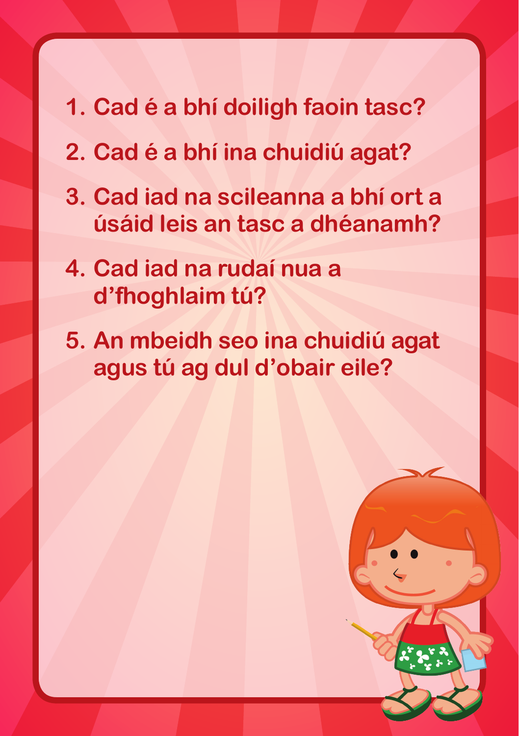1. Cad é a bhí doiligh faoin tasc?
2. Cad é a bhí ina chuidiú agat?
3. Cad iad na scileanna a bhí ort a úsáid leis an tasc a dhéanamh?
4. Cad iad na rudaí nua a d’fhoghlaim tú?
5. An mbeidh seo ina chuidiú agat agus tú ag dul d’obair eile?